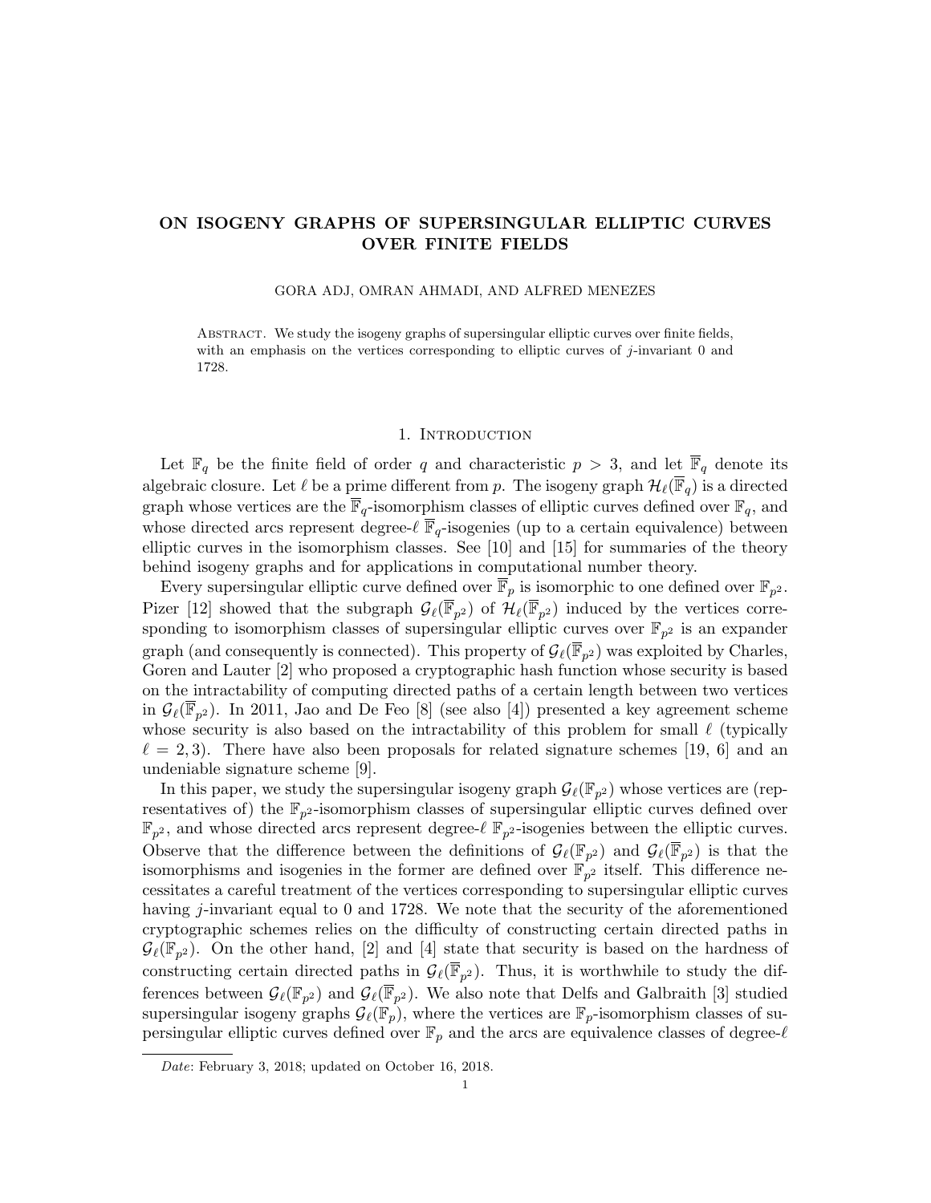# ON ISOGENY GRAPHS OF SUPERSINGULAR ELLIPTIC CURVES OVER FINITE FIELDS

GORA ADJ, OMRAN AHMADI, AND ALFRED MENEZES

Abstract. We study the isogeny graphs of supersingular elliptic curves over finite fields, with an emphasis on the vertices corresponding to elliptic curves of $j$-invariant 0 and 1728.

## 1. Introduction

Let $\mathbb{F}_q$ be the finite field of order $q$ and characteristic $p > 3$, and let $\overline{\mathbb{F}}_q$ denote its algebraic closure. Let $\ell$ be a prime different from $p$. The isogeny graph $\mathcal{H}_\ell(\overline{\mathbb{F}}_q)$ is a directed graph whose vertices are the $\overline{\mathbb{F}}_q$-isomorphism classes of elliptic curves defined over $\mathbb{F}_q$, and whose directed arcs represent degree-$\ell$ $\overline{\mathbb{F}}_q$-isogenies (up to a certain equivalence) between elliptic curves in the isomorphism classes. See [10] and [15] for summaries of the theory behind isogeny graphs and for applications in computational number theory.

Every supersingular elliptic curve defined over $\overline{\mathbb{F}}_p$ is isomorphic to one defined over $\mathbb{F}_{p^2}$. Pizer [12] showed that the subgraph $\mathcal{G}_\ell(\overline{\mathbb{F}}_{p^2})$ of $\mathcal{H}_\ell(\overline{\mathbb{F}}_{p^2})$ induced by the vertices corresponding to isomorphism classes of supersingular elliptic curves over $\mathbb{F}_{p^2}$ is an expander graph (and consequently is connected). This property of $\mathcal{G}_\ell(\overline{\mathbb{F}}_{p^2})$ was exploited by Charles, Goren and Lauter [2] who proposed a cryptographic hash function whose security is based on the intractability of computing directed paths of a certain length between two vertices in $\mathcal{G}_\ell(\overline{\mathbb{F}}_{p^2})$. In 2011, Jao and De Feo [8] (see also [4]) presented a key agreement scheme whose security is also based on the intractability of this problem for small $\ell$ (typically $\ell = 2, 3$). There have also been proposals for related signature schemes [19, 6] and an undeniable signature scheme [9].

In this paper, we study the supersingular isogeny graph $\mathcal{G}_\ell(\mathbb{F}_{p^2})$ whose vertices are (representatives of) the $\mathbb{F}_{p^2}$-isomorphism classes of supersingular elliptic curves defined over $\mathbb{F}_{p^2}$, and whose directed arcs represent degree-$\ell$ $\mathbb{F}_{p^2}$-isogenies between the elliptic curves. Observe that the difference between the definitions of $\mathcal{G}_\ell(\mathbb{F}_{p^2})$ and $\mathcal{G}_\ell(\overline{\mathbb{F}}_{p^2})$ is that the isomorphisms and isogenies in the former are defined over $\mathbb{F}_{p^2}$ itself. This difference necessitates a careful treatment of the vertices corresponding to supersingular elliptic curves having $j$-invariant equal to 0 and 1728. We note that the security of the aforementioned cryptographic schemes relies on the difficulty of constructing certain directed paths in $\mathcal{G}_\ell(\mathbb{F}_{p^2})$. On the other hand, [2] and [4] state that security is based on the hardness of constructing certain directed paths in $\mathcal{G}_\ell(\overline{\mathbb{F}}_{p^2})$. Thus, it is worthwhile to study the differences between $\mathcal{G}_\ell(\mathbb{F}_{p^2})$ and $\mathcal{G}_\ell(\overline{\mathbb{F}}_{p^2})$. We also note that Delfs and Galbraith [3] studied supersingular isogeny graphs $\mathcal{G}_\ell(\mathbb{F}_p)$, where the vertices are $\mathbb{F}_p$-isomorphism classes of supersingular elliptic curves defined over $\mathbb{F}_p$ and the arcs are equivalence classes of degree-$\ell$

*Date*: February 3, 2018; updated on October 16, 2018.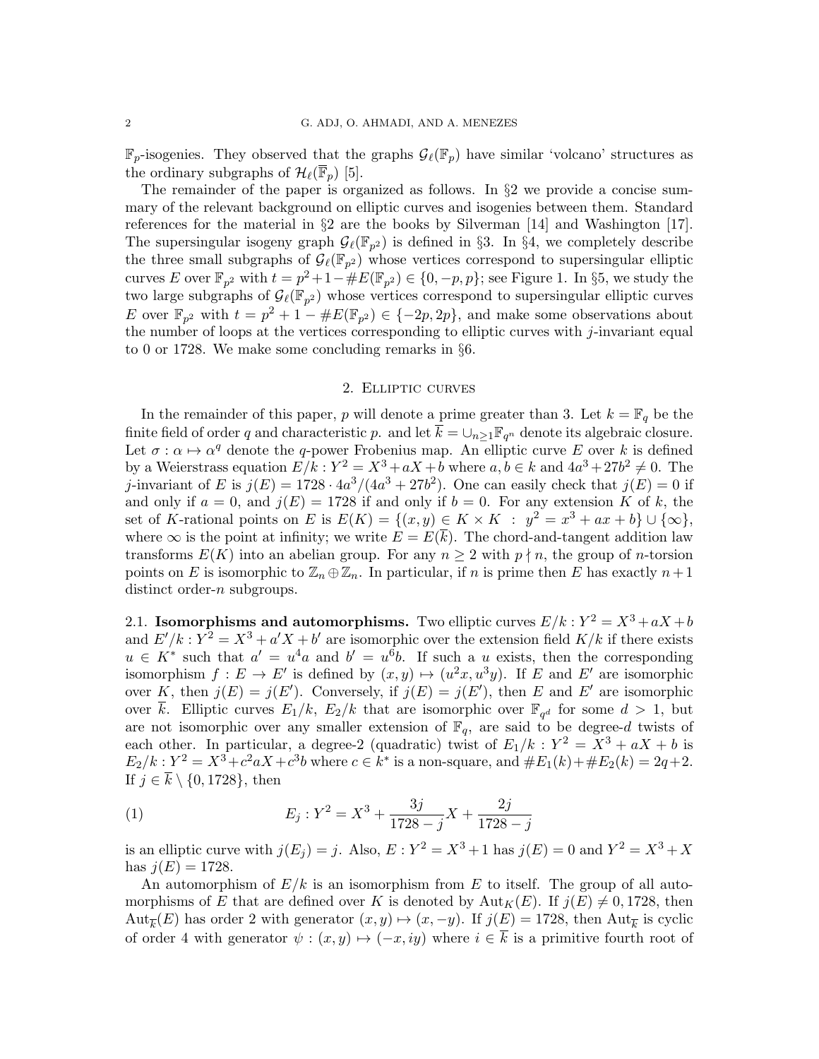$\mathbb{F}_p$-isogenies. They observed that the graphs $\mathcal{G}_\ell(\mathbb{F}_p)$ have similar 'volcano' structures as the ordinary subgraphs of $\mathcal{H}_\ell(\overline{\mathbb{F}}_p)$ [5].

The remainder of the paper is organized as follows. In §2 we provide a concise summary of the relevant background on elliptic curves and isogenies between them. Standard references for the material in §2 are the books by Silverman [14] and Washington [17]. The supersingular isogeny graph $\mathcal{G}_\ell(\mathbb{F}_{p^2})$ is defined in §3. In §4, we completely describe the three small subgraphs of $\mathcal{G}_\ell(\mathbb{F}_{p^2})$ whose vertices correspond to supersingular elliptic curves $E$ over $\mathbb{F}_{p^2}$ with $t = p^2+1-\#E(\mathbb{F}_{p^2}) \in \{0, -p, p\}$; see Figure 1. In §5, we study the two large subgraphs of $\mathcal{G}_\ell(\mathbb{F}_{p^2})$ whose vertices correspond to supersingular elliptic curves $E$ over $\mathbb{F}_{p^2}$ with $t = p^2 + 1 - \#E(\mathbb{F}_{p^2}) \in \{-2p, 2p\}$, and make some observations about the number of loops at the vertices corresponding to elliptic curves with $j$-invariant equal to 0 or 1728. We make some concluding remarks in §6.

## 2. Elliptic curves

In the remainder of this paper, $p$ will denote a prime greater than 3. Let $k = \mathbb{F}_q$ be the finite field of order $q$ and characteristic $p$. and let $\overline{k} = \cup_{n\geq 1}\mathbb{F}_{q^n}$ denote its algebraic closure. Let $\sigma : \alpha \mapsto \alpha^q$ denote the $q$-power Frobenius map. An elliptic curve $E$ over $k$ is defined by a Weierstrass equation $E/k : Y^2 = X^3 + aX + b$ where $a, b \in k$ and $4a^3 + 27b^2 \neq 0$. The $j$-invariant of $E$ is $j(E) = 1728 \cdot 4a^3/(4a^3 + 27b^2)$. One can easily check that $j(E) = 0$ if and only if $a = 0$, and $j(E) = 1728$ if and only if $b = 0$. For any extension $K$ of $k$, the set of $K$-rational points on $E$ is $E(K) = \{(x, y) \in K \times K \ : \ y^2 = x^3 + ax + b\} \cup \{\infty\}$, where $\infty$ is the point at infinity; we write $E = E(\overline{k})$. The chord-and-tangent addition law transforms $E(K)$ into an abelian group. For any $n \geq 2$ with $p \nmid n$, the group of $n$-torsion points on $E$ is isomorphic to $\mathbb{Z}_n \oplus \mathbb{Z}_n$. In particular, if $n$ is prime then $E$ has exactly $n+1$ distinct order-$n$ subgroups.

### 2.1. Isomorphisms and automorphisms.

Two elliptic curves $E/k : Y^2 = X^3 + aX + b$ and $E'/k : Y^2 = X^3 + a'X + b'$ are isomorphic over the extension field $K/k$ if there exists $u \in K^*$ such that $a' = u^4a$ and $b' = u^6b$. If such a $u$ exists, then the corresponding isomorphism $f : E \to E'$ is defined by $(x, y) \mapsto (u^2x, u^3y)$. If $E$ and $E'$ are isomorphic over $K$, then $j(E) = j(E')$. Conversely, if $j(E) = j(E')$, then $E$ and $E'$ are isomorphic over $\overline{k}$. Elliptic curves $E_1/k$, $E_2/k$ that are isomorphic over $\mathbb{F}_{q^d}$ for some $d > 1$, but are not isomorphic over any smaller extension of $\mathbb{F}_q$, are said to be degree-$d$ twists of each other. In particular, a degree-2 (quadratic) twist of $E_1/k : Y^2 = X^3 + aX + b$ is $E_2/k : Y^2 = X^3 + c^2aX + c^3b$ where $c \in k^*$ is a non-square, and $\#E_1(k) + \#E_2(k) = 2q+2$. If $j \in \overline{k} \setminus \{0, 1728\}$, then

$$E_j : Y^2 = X^3 + \frac{3j}{1728 - j}X + \frac{2j}{1728 - j} \tag{1}$$

is an elliptic curve with $j(E_j) = j$. Also, $E : Y^2 = X^3 + 1$ has $j(E) = 0$ and $Y^2 = X^3 + X$ has $j(E) = 1728$.

An automorphism of $E/k$ is an isomorphism from $E$ to itself. The group of all automorphisms of $E$ that are defined over $K$ is denoted by $\mathrm{Aut}_K(E)$. If $j(E) \neq 0, 1728$, then $\mathrm{Aut}_{\overline{k}}(E)$ has order 2 with generator $(x, y) \mapsto (x, -y)$. If $j(E) = 1728$, then $\mathrm{Aut}_{\overline{k}}$ is cyclic of order 4 with generator $\psi : (x, y) \mapsto (-x, iy)$ where $i \in \overline{k}$ is a primitive fourth root of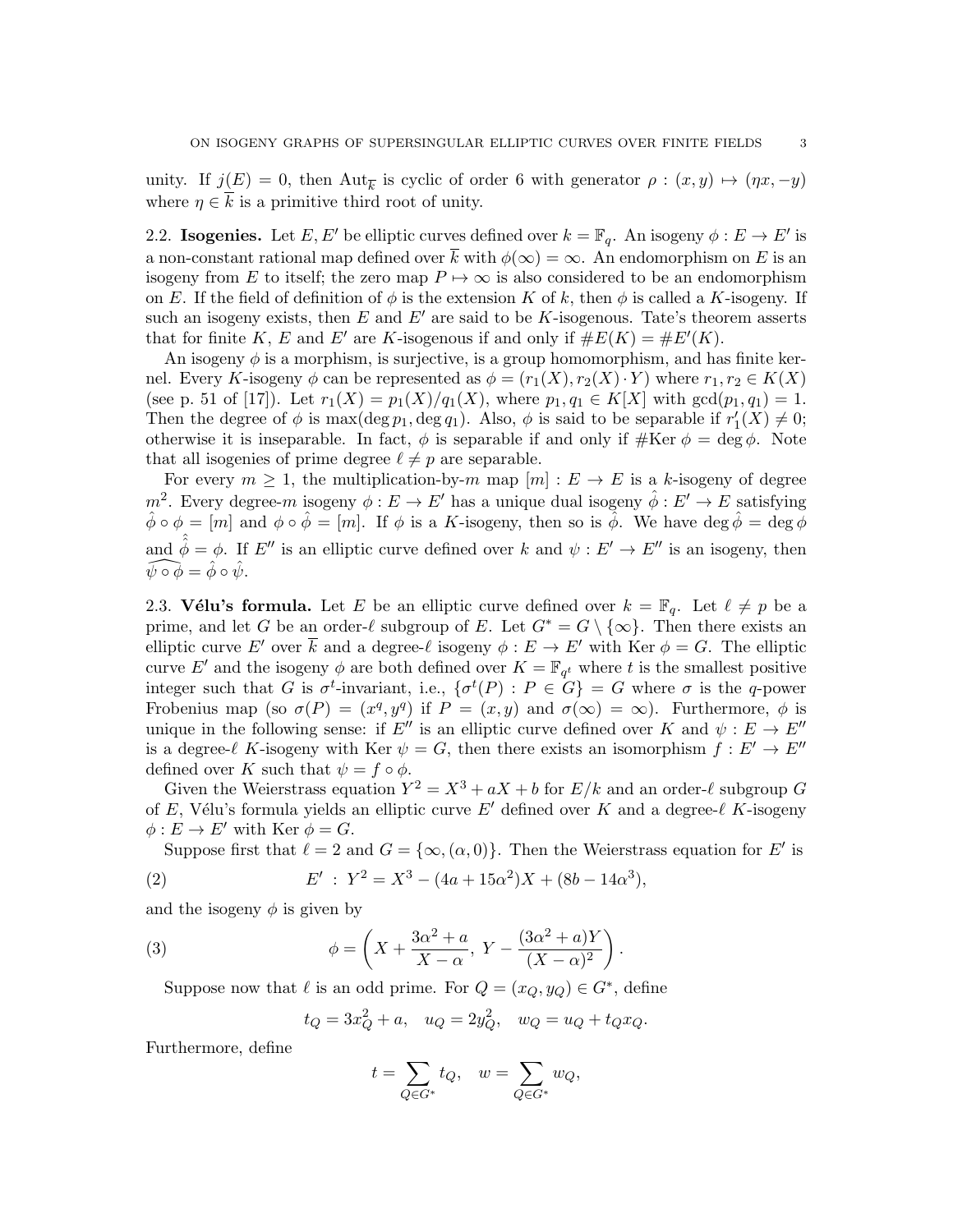unity. If $j(E) = 0$, then $\text{Aut}_{\overline{k}}$ is cyclic of order 6 with generator $\rho : (x, y) \mapsto (\eta x, -y)$ where $\eta \in \overline{k}$ is a primitive third root of unity.

**2.2. Isogenies.** Let $E, E'$ be elliptic curves defined over $k = \mathbb{F}_q$. An isogeny $\phi : E \to E'$ is a non-constant rational map defined over $\overline{k}$ with $\phi(\infty) = \infty$. An endomorphism on $E$ is an isogeny from $E$ to itself; the zero map $P \mapsto \infty$ is also considered to be an endomorphism on $E$. If the field of definition of $\phi$ is the extension $K$ of $k$, then $\phi$ is called a $K$-isogeny. If such an isogeny exists, then $E$ and $E'$ are said to be $K$-isogenous. Tate's theorem asserts that for finite $K$, $E$ and $E'$ are $K$-isogenous if and only if $\#E(K) = \#E'(K)$.

An isogeny $\phi$ is a morphism, is surjective, is a group homomorphism, and has finite kernel. Every $K$-isogeny $\phi$ can be represented as $\phi = (r_1(X), r_2(X) \cdot Y)$ where $r_1, r_2 \in K(X)$ (see p. 51 of [17]). Let $r_1(X) = p_1(X)/q_1(X)$, where $p_1, q_1 \in K[X]$ with $\gcd(p_1, q_1) = 1$. Then the degree of $\phi$ is $\max(\deg p_1, \deg q_1)$. Also, $\phi$ is said to be separable if $r_1'(X) \neq 0$; otherwise it is inseparable. In fact, $\phi$ is separable if and only if $\#\text{Ker}\,\phi = \deg \phi$. Note that all isogenies of prime degree $\ell \neq p$ are separable.

For every $m \geq 1$, the multiplication-by-$m$ map $[m] : E \to E$ is a $k$-isogeny of degree $m^2$. Every degree-$m$ isogeny $\phi : E \to E'$ has a unique dual isogeny $\hat{\phi} : E' \to E$ satisfying $\hat{\phi} \circ \phi = [m]$ and $\phi \circ \hat{\phi} = [m]$. If $\phi$ is a $K$-isogeny, then so is $\hat{\phi}$. We have $\deg \hat{\phi} = \deg \phi$ and $\hat{\hat{\phi}} = \phi$. If $E''$ is an elliptic curve defined over $k$ and $\psi : E' \to E''$ is an isogeny, then $\widehat{\psi \circ \phi} = \hat{\phi} \circ \hat{\psi}$.

**2.3. Vélu's formula.** Let $E$ be an elliptic curve defined over $k = \mathbb{F}_q$. Let $\ell \neq p$ be a prime, and let $G$ be an order-$\ell$ subgroup of $E$. Let $G^* = G \setminus \{\infty\}$. Then there exists an elliptic curve $E'$ over $\overline{k}$ and a degree-$\ell$ isogeny $\phi : E \to E'$ with $\text{Ker}\,\phi = G$. The elliptic curve $E'$ and the isogeny $\phi$ are both defined over $K = \mathbb{F}_{q^t}$ where $t$ is the smallest positive integer such that $G$ is $\sigma^t$-invariant, i.e., $\{\sigma^t(P) : P \in G\} = G$ where $\sigma$ is the $q$-power Frobenius map (so $\sigma(P) = (x^q, y^q)$ if $P = (x, y)$ and $\sigma(\infty) = \infty$). Furthermore, $\phi$ is unique in the following sense: if $E''$ is an elliptic curve defined over $K$ and $\psi : E \to E''$ is a degree-$\ell$ $K$-isogeny with $\text{Ker}\,\psi = G$, then there exists an isomorphism $f : E' \to E''$ defined over $K$ such that $\psi = f \circ \phi$.

Given the Weierstrass equation $Y^2 = X^3 + aX + b$ for $E/k$ and an order-$\ell$ subgroup $G$ of $E$, Vélu's formula yields an elliptic curve $E'$ defined over $K$ and a degree-$\ell$ $K$-isogeny $\phi : E \to E'$ with $\text{Ker}\,\phi = G$.

Suppose first that $\ell = 2$ and $G = \{\infty, (\alpha, 0)\}$. Then the Weierstrass equation for $E'$ is

$$E' \;:\; Y^2 = X^3 - (4a + 15\alpha^2)X + (8b - 14\alpha^3), \tag{2}$$

and the isogeny $\phi$ is given by

$$\phi = \left( X + \frac{3\alpha^2 + a}{X - \alpha},\; Y - \frac{(3\alpha^2 + a)Y}{(X - \alpha)^2} \right). \tag{3}$$

Suppose now that $\ell$ is an odd prime. For $Q = (x_Q, y_Q) \in G^*$, define

$$t_Q = 3x_Q^2 + a, \quad u_Q = 2y_Q^2, \quad w_Q = u_Q + t_Q x_Q.$$

Furthermore, define

$$t = \sum_{Q \in G^*} t_Q, \quad w = \sum_{Q \in G^*} w_Q,$$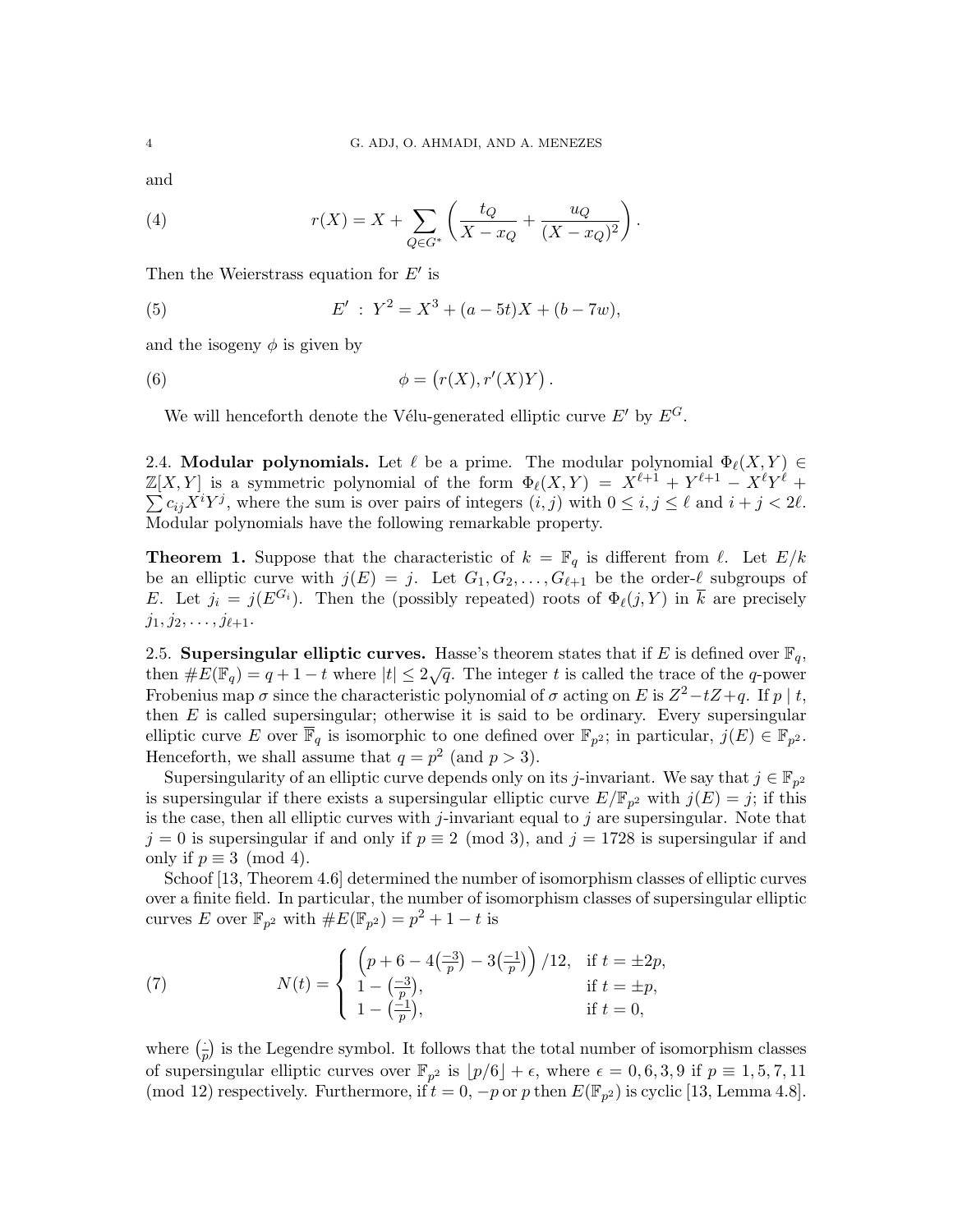and

$$r(X) = X + \sum_{Q \in G^*} \left( \frac{t_Q}{X - x_Q} + \frac{u_Q}{(X - x_Q)^2} \right). \tag{4}$$

Then the Weierstrass equation for $E'$ is

$$E' \; : \; Y^2 = X^3 + (a - 5t)X + (b - 7w), \tag{5}$$

and the isogeny $\phi$ is given by

$$\phi = \left( r(X), r'(X)Y \right). \tag{6}$$

We will henceforth denote the Vélu-generated elliptic curve $E'$ by $E^G$.

**2.4. Modular polynomials.** Let $\ell$ be a prime. The modular polynomial $\Phi_\ell(X, Y) \in \mathbb{Z}[X, Y]$ is a symmetric polynomial of the form $\Phi_\ell(X, Y) = X^{\ell+1} + Y^{\ell+1} - X^\ell Y^\ell + \sum c_{ij} X^i Y^j$, where the sum is over pairs of integers $(i, j)$ with $0 \le i, j \le \ell$ and $i + j < 2\ell$. Modular polynomials have the following remarkable property.

**Theorem 1.** *Suppose that the characteristic of $k = \mathbb{F}_q$ is different from $\ell$. Let $E/k$ be an elliptic curve with $j(E) = j$. Let $G_1, G_2, \ldots, G_{\ell+1}$ be the order-$\ell$ subgroups of $E$. Let $j_i = j(E^{G_i})$. Then the (possibly repeated) roots of $\Phi_\ell(j, Y)$ in $\overline{k}$ are precisely $j_1, j_2, \ldots, j_{\ell+1}$.*

**2.5. Supersingular elliptic curves.** Hasse's theorem states that if $E$ is defined over $\mathbb{F}_q$, then $\#E(\mathbb{F}_q) = q + 1 - t$ where $|t| \le 2\sqrt{q}$. The integer $t$ is called the trace of the $q$-power Frobenius map $\sigma$ since the characteristic polynomial of $\sigma$ acting on $E$ is $Z^2 - tZ + q$. If $p \mid t$, then $E$ is called supersingular; otherwise it is said to be ordinary. Every supersingular elliptic curve $E$ over $\overline{\mathbb{F}}_q$ is isomorphic to one defined over $\mathbb{F}_{p^2}$; in particular, $j(E) \in \mathbb{F}_{p^2}$. Henceforth, we shall assume that $q = p^2$ (and $p > 3$).

Supersingularity of an elliptic curve depends only on its $j$-invariant. We say that $j \in \mathbb{F}_{p^2}$ is supersingular if there exists a supersingular elliptic curve $E/\mathbb{F}_{p^2}$ with $j(E) = j$; if this is the case, then all elliptic curves with $j$-invariant equal to $j$ are supersingular. Note that $j = 0$ is supersingular if and only if $p \equiv 2 \pmod 3$, and $j = 1728$ is supersingular if and only if $p \equiv 3 \pmod 4$.

Schoof [13, Theorem 4.6] determined the number of isomorphism classes of elliptic curves over a finite field. In particular, the number of isomorphism classes of supersingular elliptic curves $E$ over $\mathbb{F}_{p^2}$ with $\#E(\mathbb{F}_{p^2}) = p^2 + 1 - t$ is

$$N(t) = \begin{cases} \left( p + 6 - 4\left(\frac{-3}{p}\right) - 3\left(\frac{-1}{p}\right) \right)/12, & \text{if } t = \pm 2p, \\ 1 - \left(\frac{-3}{p}\right), & \text{if } t = \pm p, \\ 1 - \left(\frac{-1}{p}\right), & \text{if } t = 0, \end{cases} \tag{7}$$

where $\left(\frac{\cdot}{p}\right)$ is the Legendre symbol. It follows that the total number of isomorphism classes of supersingular elliptic curves over $\mathbb{F}_{p^2}$ is $\lfloor p/6 \rfloor + \epsilon$, where $\epsilon = 0, 6, 3, 9$ if $p \equiv 1, 5, 7, 11 \pmod{12}$ respectively. Furthermore, if $t = 0$, $-p$ or $p$ then $E(\mathbb{F}_{p^2})$ is cyclic [13, Lemma 4.8].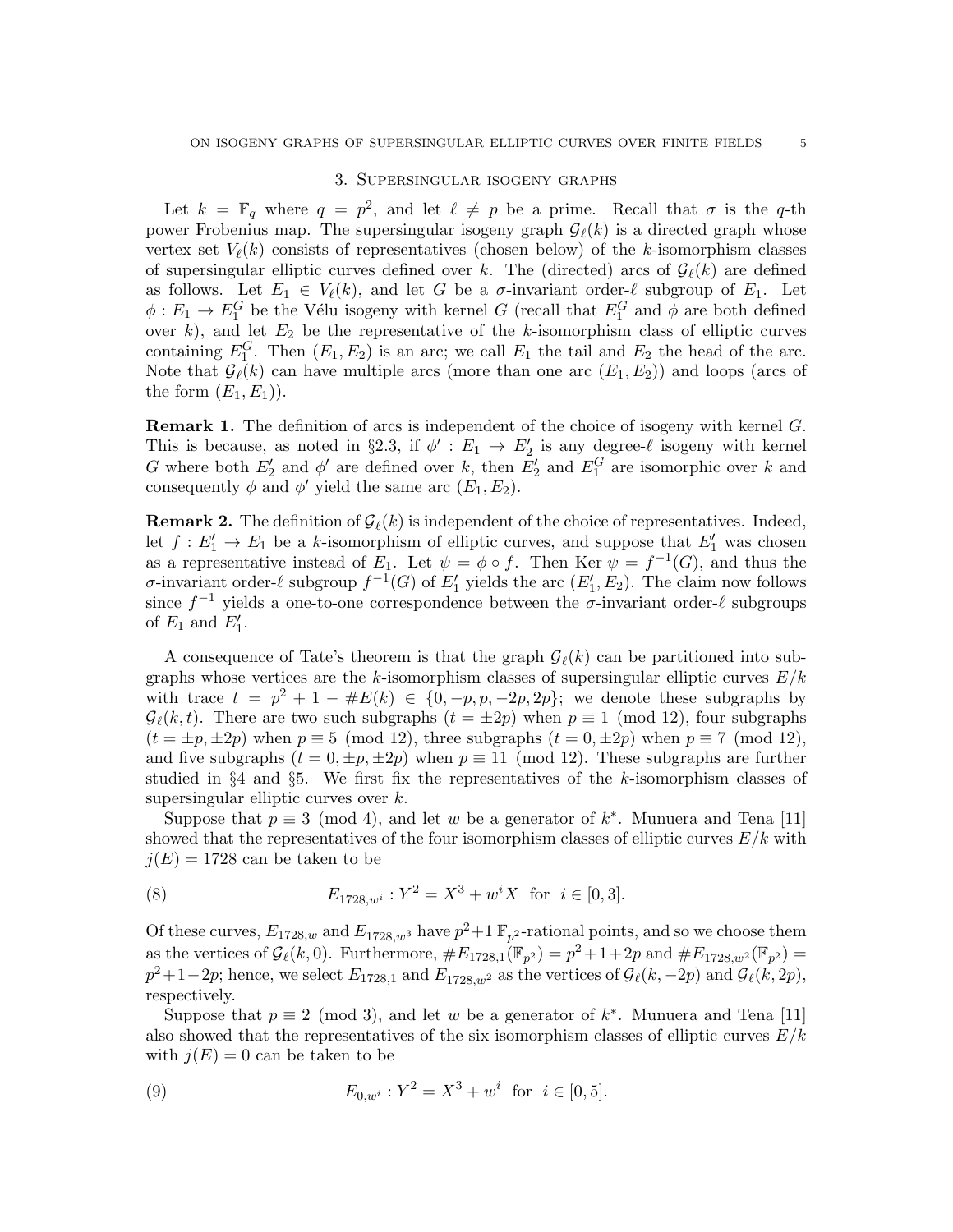## 3. Supersingular isogeny graphs

Let $k = \mathbb{F}_q$ where $q = p^2$, and let $\ell \neq p$ be a prime. Recall that $\sigma$ is the $q$-th power Frobenius map. The supersingular isogeny graph $\mathcal{G}_\ell(k)$ is a directed graph whose vertex set $V_\ell(k)$ consists of representatives (chosen below) of the $k$-isomorphism classes of supersingular elliptic curves defined over $k$. The (directed) arcs of $\mathcal{G}_\ell(k)$ are defined as follows. Let $E_1 \in V_\ell(k)$, and let $G$ be a $\sigma$-invariant order-$\ell$ subgroup of $E_1$. Let $\phi : E_1 \to E_1^G$ be the Vélu isogeny with kernel $G$ (recall that $E_1^G$ and $\phi$ are both defined over $k$), and let $E_2$ be the representative of the $k$-isomorphism class of elliptic curves containing $E_1^G$. Then $(E_1, E_2)$ is an arc; we call $E_1$ the tail and $E_2$ the head of the arc. Note that $\mathcal{G}_\ell(k)$ can have multiple arcs (more than one arc $(E_1, E_2)$) and loops (arcs of the form $(E_1, E_1)$).

**Remark 1.** The definition of arcs is independent of the choice of isogeny with kernel $G$. This is because, as noted in §2.3, if $\phi' : E_1 \to E_2'$ is any degree-$\ell$ isogeny with kernel $G$ where both $E_2'$ and $\phi'$ are defined over $k$, then $E_2'$ and $E_1^G$ are isomorphic over $k$ and consequently $\phi$ and $\phi'$ yield the same arc $(E_1, E_2)$.

**Remark 2.** The definition of $\mathcal{G}_\ell(k)$ is independent of the choice of representatives. Indeed, let $f : E_1' \to E_1$ be a $k$-isomorphism of elliptic curves, and suppose that $E_1'$ was chosen as a representative instead of $E_1$. Let $\psi = \phi \circ f$. Then $\operatorname{Ker} \psi = f^{-1}(G)$, and thus the $\sigma$-invariant order-$\ell$ subgroup $f^{-1}(G)$ of $E_1'$ yields the arc $(E_1', E_2)$. The claim now follows since $f^{-1}$ yields a one-to-one correspondence between the $\sigma$-invariant order-$\ell$ subgroups of $E_1$ and $E_1'$.

A consequence of Tate's theorem is that the graph $\mathcal{G}_\ell(k)$ can be partitioned into subgraphs whose vertices are the $k$-isomorphism classes of supersingular elliptic curves $E/k$ with trace $t = p^2 + 1 - \#E(k) \in \{0, -p, p, -2p, 2p\}$; we denote these subgraphs by $\mathcal{G}_\ell(k, t)$. There are two such subgraphs ($t = \pm 2p$) when $p \equiv 1 \pmod{12}$, four subgraphs ($t = \pm p, \pm 2p$) when $p \equiv 5 \pmod{12}$, three subgraphs ($t = 0, \pm 2p$) when $p \equiv 7 \pmod{12}$, and five subgraphs ($t = 0, \pm p, \pm 2p$) when $p \equiv 11 \pmod{12}$. These subgraphs are further studied in §4 and §5. We first fix the representatives of the $k$-isomorphism classes of supersingular elliptic curves over $k$.

Suppose that $p \equiv 3 \pmod 4$, and let $w$ be a generator of $k^*$. Munuera and Tena [11] showed that the representatives of the four isomorphism classes of elliptic curves $E/k$ with $j(E) = 1728$ can be taken to be

$$E_{1728,w^i} : Y^2 = X^3 + w^i X \quad \text{for} \quad i \in [0, 3]. \tag{8}$$

Of these curves, $E_{1728,w}$ and $E_{1728,w^3}$ have $p^2+1$ $\mathbb{F}_{p^2}$-rational points, and so we choose them as the vertices of $\mathcal{G}_\ell(k, 0)$. Furthermore, $\#E_{1728,1}(\mathbb{F}_{p^2}) = p^2+1+2p$ and $\#E_{1728,w^2}(\mathbb{F}_{p^2}) = p^2+1-2p$; hence, we select $E_{1728,1}$ and $E_{1728,w^2}$ as the vertices of $\mathcal{G}_\ell(k, -2p)$ and $\mathcal{G}_\ell(k, 2p)$, respectively.

Suppose that $p \equiv 2 \pmod 3$, and let $w$ be a generator of $k^*$. Munuera and Tena [11] also showed that the representatives of the six isomorphism classes of elliptic curves $E/k$ with $j(E) = 0$ can be taken to be

$$E_{0,w^i} : Y^2 = X^3 + w^i \quad \text{for} \quad i \in [0, 5]. \tag{9}$$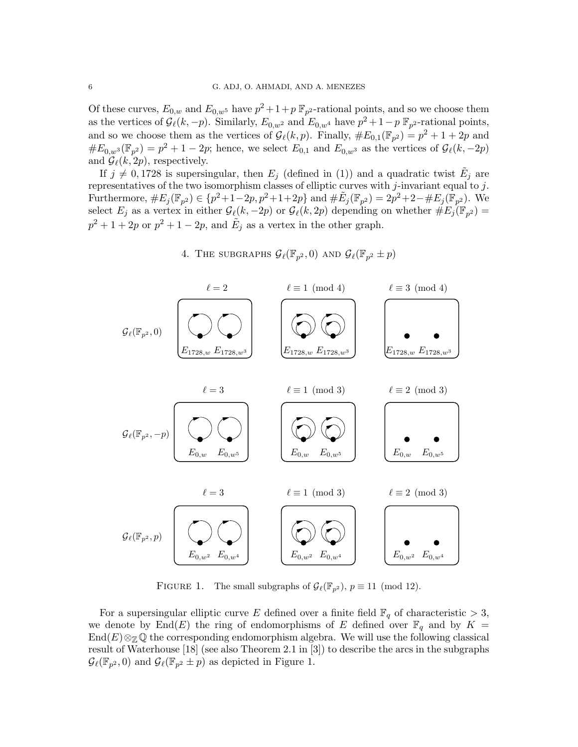Of these curves, $E_{0,w}$ and $E_{0,w^5}$ have $p^2+1+p$ $\mathbb{F}_{p^2}$-rational points, and so we choose them as the vertices of $\mathcal{G}_\ell(k,-p)$. Similarly, $E_{0,w^2}$ and $E_{0,w^4}$ have $p^2+1-p$ $\mathbb{F}_{p^2}$-rational points, and so we choose them as the vertices of $\mathcal{G}_\ell(k,p)$. Finally, $\#E_{0,1}(\mathbb{F}_{p^2}) = p^2+1+2p$ and $\#E_{0,w^3}(\mathbb{F}_{p^2}) = p^2+1-2p$; hence, we select $E_{0,1}$ and $E_{0,w^3}$ as the vertices of $\mathcal{G}_\ell(k,-2p)$ and $\mathcal{G}_\ell(k,2p)$, respectively.

If $j \neq 0, 1728$ is supersingular, then $E_j$ (defined in (1)) and a quadratic twist $\tilde{E}_j$ are representatives of the two isomorphism classes of elliptic curves with $j$-invariant equal to $j$. Furthermore, $\#E_j(\mathbb{F}_{p^2}) \in \{p^2+1-2p, p^2+1+2p\}$ and $\#\tilde{E}_j(\mathbb{F}_{p^2}) = 2p^2+2-\#E_j(\mathbb{F}_{p^2})$. We select $E_j$ as a vertex in either $\mathcal{G}_\ell(k,-2p)$ or $\mathcal{G}_\ell(k,2p)$ depending on whether $\#E_j(\mathbb{F}_{p^2}) = p^2+1+2p$ or $p^2+1-2p$, and $\tilde{E}_j$ as a vertex in the other graph.

## 4. The subgraphs $\mathcal{G}_\ell(\mathbb{F}_{p^2}, 0)$ and $\mathcal{G}_\ell(\mathbb{F}_{p^2} \pm p)$

| | $\ell = 2$ | $\ell \equiv 1 \pmod 4$ | $\ell \equiv 3 \pmod 4$ |
|---|---|---|---|
| $\mathcal{G}_\ell(\mathbb{F}_{p^2}, 0)$ | $E_{1728,w}$ $E_{1728,w^3}$ | $E_{1728,w}$ $E_{1728,w^3}$ | $E_{1728,w}$ $E_{1728,w^3}$ |

| | $\ell = 3$ | $\ell \equiv 1 \pmod 3$ | $\ell \equiv 2 \pmod 3$ |
|---|---|---|---|
| $\mathcal{G}_\ell(\mathbb{F}_{p^2}, -p)$ | $E_{0,w}$ $E_{0,w^5}$ | $E_{0,w}$ $E_{0,w^5}$ | $E_{0,w}$ $E_{0,w^5}$ |
| $\mathcal{G}_\ell(\mathbb{F}_{p^2}, p)$ | $E_{0,w^2}$ $E_{0,w^4}$ | $E_{0,w^2}$ $E_{0,w^4}$ | $E_{0,w^2}$ $E_{0,w^4}$ |

Figure 1. The small subgraphs of $\mathcal{G}_\ell(\mathbb{F}_{p^2})$, $p \equiv 11 \pmod{12}$.

For a supersingular elliptic curve $E$ defined over a finite field $\mathbb{F}_q$ of characteristic $> 3$, we denote by $\text{End}(E)$ the ring of endomorphisms of $E$ defined over $\mathbb{F}_q$ and by $K = \text{End}(E) \otimes_{\mathbb{Z}} \mathbb{Q}$ the corresponding endomorphism algebra. We will use the following classical result of Waterhouse [18] (see also Theorem 2.1 in [3]) to describe the arcs in the subgraphs $\mathcal{G}_\ell(\mathbb{F}_{p^2}, 0)$ and $\mathcal{G}_\ell(\mathbb{F}_{p^2} \pm p)$ as depicted in Figure 1.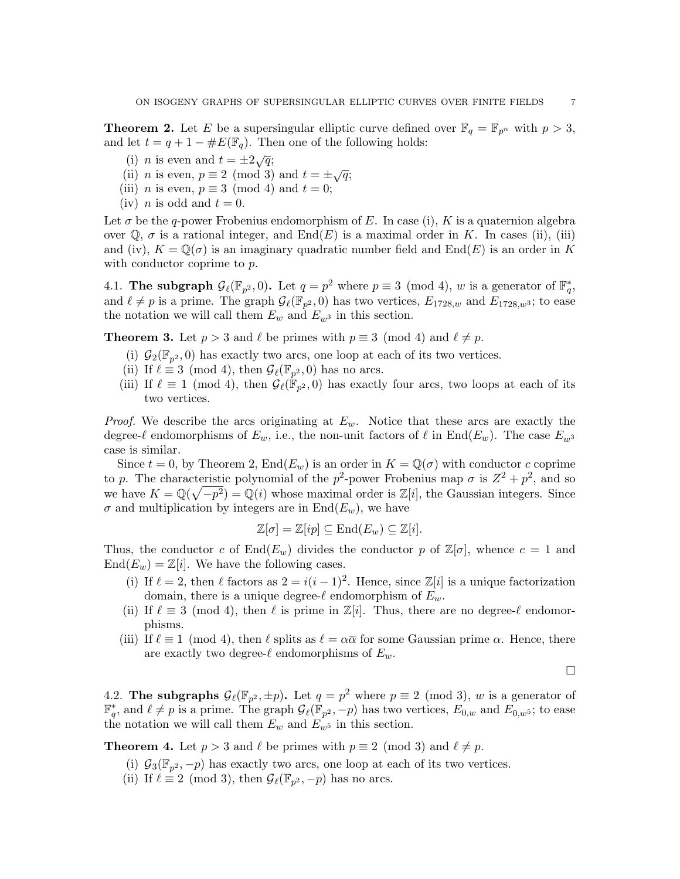**Theorem 2.** Let $E$ be a supersingular elliptic curve defined over $\mathbb{F}_q = \mathbb{F}_{p^n}$ with $p > 3$, and let $t = q + 1 - \#E(\mathbb{F}_q)$. Then one of the following holds:

(i) $n$ is even and $t = \pm 2\sqrt{q}$;
(ii) $n$ is even, $p \equiv 2 \pmod 3$ and $t = \pm\sqrt{q}$;
(iii) $n$ is even, $p \equiv 3 \pmod 4$ and $t = 0$;
(iv) $n$ is odd and $t = 0$.

Let $\sigma$ be the $q$-power Frobenius endomorphism of $E$. In case (i), $K$ is a quaternion algebra over $\mathbb{Q}$, $\sigma$ is a rational integer, and $\mathrm{End}(E)$ is a maximal order in $K$. In cases (ii), (iii) and (iv), $K = \mathbb{Q}(\sigma)$ is an imaginary quadratic number field and $\mathrm{End}(E)$ is an order in $K$ with conductor coprime to $p$.

4.1. **The subgraph $\mathcal{G}_\ell(\mathbb{F}_{p^2}, 0)$.** Let $q = p^2$ where $p \equiv 3 \pmod 4$, $w$ is a generator of $\mathbb{F}_q^*$, and $\ell \neq p$ is a prime. The graph $\mathcal{G}_\ell(\mathbb{F}_{p^2}, 0)$ has two vertices, $E_{1728,w}$ and $E_{1728,w^3}$; to ease the notation we will call them $E_w$ and $E_{w^3}$ in this section.

**Theorem 3.** Let $p > 3$ and $\ell$ be primes with $p \equiv 3 \pmod 4$ and $\ell \neq p$.

(i) $\mathcal{G}_2(\mathbb{F}_{p^2}, 0)$ has exactly two arcs, one loop at each of its two vertices.
(ii) If $\ell \equiv 3 \pmod 4$, then $\mathcal{G}_\ell(\mathbb{F}_{p^2}, 0)$ has no arcs.
(iii) If $\ell \equiv 1 \pmod 4$, then $\mathcal{G}_\ell(\mathbb{F}_{p^2}, 0)$ has exactly four arcs, two loops at each of its two vertices.

*Proof.* We describe the arcs originating at $E_w$. Notice that these arcs are exactly the degree-$\ell$ endomorphisms of $E_w$, i.e., the non-unit factors of $\ell$ in $\mathrm{End}(E_w)$. The case $E_{w^3}$ case is similar.

Since $t = 0$, by Theorem 2, $\mathrm{End}(E_w)$ is an order in $K = \mathbb{Q}(\sigma)$ with conductor $c$ coprime to $p$. The characteristic polynomial of the $p^2$-power Frobenius map $\sigma$ is $Z^2 + p^2$, and so we have $K = \mathbb{Q}(\sqrt{-p^2}) = \mathbb{Q}(i)$ whose maximal order is $\mathbb{Z}[i]$, the Gaussian integers. Since $\sigma$ and multiplication by integers are in $\mathrm{End}(E_w)$, we have

$$\mathbb{Z}[\sigma] = \mathbb{Z}[ip] \subseteq \mathrm{End}(E_w) \subseteq \mathbb{Z}[i].$$

Thus, the conductor $c$ of $\mathrm{End}(E_w)$ divides the conductor $p$ of $\mathbb{Z}[\sigma]$, whence $c = 1$ and $\mathrm{End}(E_w) = \mathbb{Z}[i]$. We have the following cases.

(i) If $\ell = 2$, then $\ell$ factors as $2 = i(i-1)^2$. Hence, since $\mathbb{Z}[i]$ is a unique factorization domain, there is a unique degree-$\ell$ endomorphism of $E_w$.
(ii) If $\ell \equiv 3 \pmod 4$, then $\ell$ is prime in $\mathbb{Z}[i]$. Thus, there are no degree-$\ell$ endomorphisms.
(iii) If $\ell \equiv 1 \pmod 4$, then $\ell$ splits as $\ell = \alpha\overline{\alpha}$ for some Gaussian prime $\alpha$. Hence, there are exactly two degree-$\ell$ endomorphisms of $E_w$.

$\square$

4.2. **The subgraphs $\mathcal{G}_\ell(\mathbb{F}_{p^2}, \pm p)$.** Let $q = p^2$ where $p \equiv 2 \pmod 3$, $w$ is a generator of $\mathbb{F}_q^*$, and $\ell \neq p$ is a prime. The graph $\mathcal{G}_\ell(\mathbb{F}_{p^2}, -p)$ has two vertices, $E_{0,w}$ and $E_{0,w^5}$; to ease the notation we will call them $E_w$ and $E_{w^5}$ in this section.

**Theorem 4.** Let $p > 3$ and $\ell$ be primes with $p \equiv 2 \pmod 3$ and $\ell \neq p$.

(i) $\mathcal{G}_3(\mathbb{F}_{p^2}, -p)$ has exactly two arcs, one loop at each of its two vertices.
(ii) If $\ell \equiv 2 \pmod 3$, then $\mathcal{G}_\ell(\mathbb{F}_{p^2}, -p)$ has no arcs.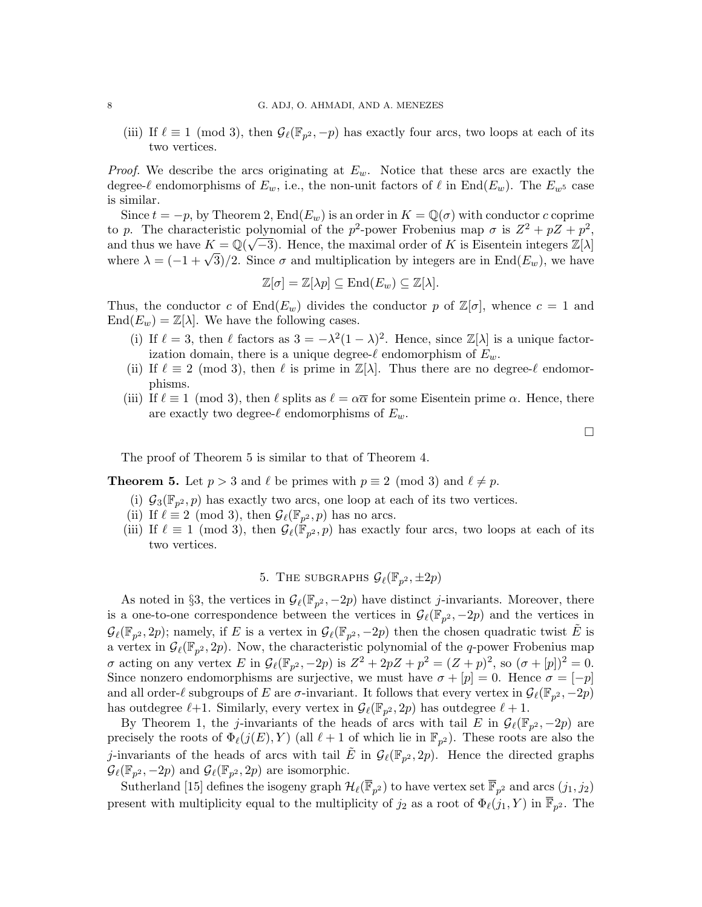(iii) If $\ell \equiv 1 \pmod 3$, then $\mathcal{G}_\ell(\mathbb{F}_{p^2}, -p)$ has exactly four arcs, two loops at each of its two vertices.

*Proof.* We describe the arcs originating at $E_w$. Notice that these arcs are exactly the degree-$\ell$ endomorphisms of $E_w$, i.e., the non-unit factors of $\ell$ in $\mathrm{End}(E_w)$. The $E_{w^5}$ case is similar.

Since $t = -p$, by Theorem 2, $\mathrm{End}(E_w)$ is an order in $K = \mathbb{Q}(\sigma)$ with conductor $c$ coprime to $p$. The characteristic polynomial of the $p^2$-power Frobenius map $\sigma$ is $Z^2 + pZ + p^2$, and thus we have $K = \mathbb{Q}(\sqrt{-3})$. Hence, the maximal order of $K$ is Eisentein integers $\mathbb{Z}[\lambda]$ where $\lambda = (-1+\sqrt{3})/2$. Since $\sigma$ and multiplication by integers are in $\mathrm{End}(E_w)$, we have

$$\mathbb{Z}[\sigma] = \mathbb{Z}[\lambda p] \subseteq \mathrm{End}(E_w) \subseteq \mathbb{Z}[\lambda].$$

Thus, the conductor $c$ of $\mathrm{End}(E_w)$ divides the conductor $p$ of $\mathbb{Z}[\sigma]$, whence $c = 1$ and $\mathrm{End}(E_w) = \mathbb{Z}[\lambda]$. We have the following cases.

(i) If $\ell = 3$, then $\ell$ factors as $3 = -\lambda^2(1-\lambda)^2$. Hence, since $\mathbb{Z}[\lambda]$ is a unique factorization domain, there is a unique degree-$\ell$ endomorphism of $E_w$.

(ii) If $\ell \equiv 2 \pmod 3$, then $\ell$ is prime in $\mathbb{Z}[\lambda]$. Thus there are no degree-$\ell$ endomorphisms.

(iii) If $\ell \equiv 1 \pmod 3$, then $\ell$ splits as $\ell = \alpha\overline{\alpha}$ for some Eisentein prime $\alpha$. Hence, there are exactly two degree-$\ell$ endomorphisms of $E_w$.

□

The proof of Theorem 5 is similar to that of Theorem 4.

**Theorem 5.** Let $p > 3$ and $\ell$ be primes with $p \equiv 2 \pmod 3$ and $\ell \neq p$.

(i) $\mathcal{G}_3(\mathbb{F}_{p^2}, p)$ has exactly two arcs, one loop at each of its two vertices.

(ii) If $\ell \equiv 2 \pmod 3$, then $\mathcal{G}_\ell(\mathbb{F}_{p^2}, p)$ has no arcs.

(iii) If $\ell \equiv 1 \pmod 3$, then $\mathcal{G}_\ell(\mathbb{F}_{p^2}, p)$ has exactly four arcs, two loops at each of its two vertices.

## 5. The subgraphs $\mathcal{G}_\ell(\mathbb{F}_{p^2}, \pm 2p)$

As noted in §3, the vertices in $\mathcal{G}_\ell(\mathbb{F}_{p^2}, -2p)$ have distinct $j$-invariants. Moreover, there is a one-to-one correspondence between the vertices in $\mathcal{G}_\ell(\mathbb{F}_{p^2}, -2p)$ and the vertices in $\mathcal{G}_\ell(\mathbb{F}_{p^2}, 2p)$; namely, if $E$ is a vertex in $\mathcal{G}_\ell(\mathbb{F}_{p^2}, -2p)$ then the chosen quadratic twist $\tilde{E}$ is a vertex in $\mathcal{G}_\ell(\mathbb{F}_{p^2}, 2p)$. Now, the characteristic polynomial of the $q$-power Frobenius map $\sigma$ acting on any vertex $E$ in $\mathcal{G}_\ell(\mathbb{F}_{p^2}, -2p)$ is $Z^2 + 2pZ + p^2 = (Z+p)^2$, so $(\sigma + [p])^2 = 0$. Since nonzero endomorphisms are surjective, we must have $\sigma + [p] = 0$. Hence $\sigma = [-p]$ and all order-$\ell$ subgroups of $E$ are $\sigma$-invariant. It follows that every vertex in $\mathcal{G}_\ell(\mathbb{F}_{p^2}, -2p)$ has outdegree $\ell+1$. Similarly, every vertex in $\mathcal{G}_\ell(\mathbb{F}_{p^2}, 2p)$ has outdegree $\ell + 1$.

By Theorem 1, the $j$-invariants of the heads of arcs with tail $E$ in $\mathcal{G}_\ell(\mathbb{F}_{p^2}, -2p)$ are precisely the roots of $\Phi_\ell(j(E), Y)$ (all $\ell + 1$ of which lie in $\mathbb{F}_{p^2}$). These roots are also the $j$-invariants of the heads of arcs with tail $\tilde{E}$ in $\mathcal{G}_\ell(\mathbb{F}_{p^2}, 2p)$. Hence the directed graphs $\mathcal{G}_\ell(\mathbb{F}_{p^2}, -2p)$ and $\mathcal{G}_\ell(\mathbb{F}_{p^2}, 2p)$ are isomorphic.

Sutherland [15] defines the isogeny graph $\mathcal{H}_\ell(\overline{\mathbb{F}}_{p^2})$ to have vertex set $\overline{\mathbb{F}}_{p^2}$ and arcs $(j_1, j_2)$ present with multiplicity equal to the multiplicity of $j_2$ as a root of $\Phi_\ell(j_1, Y)$ in $\overline{\mathbb{F}}_{p^2}$. The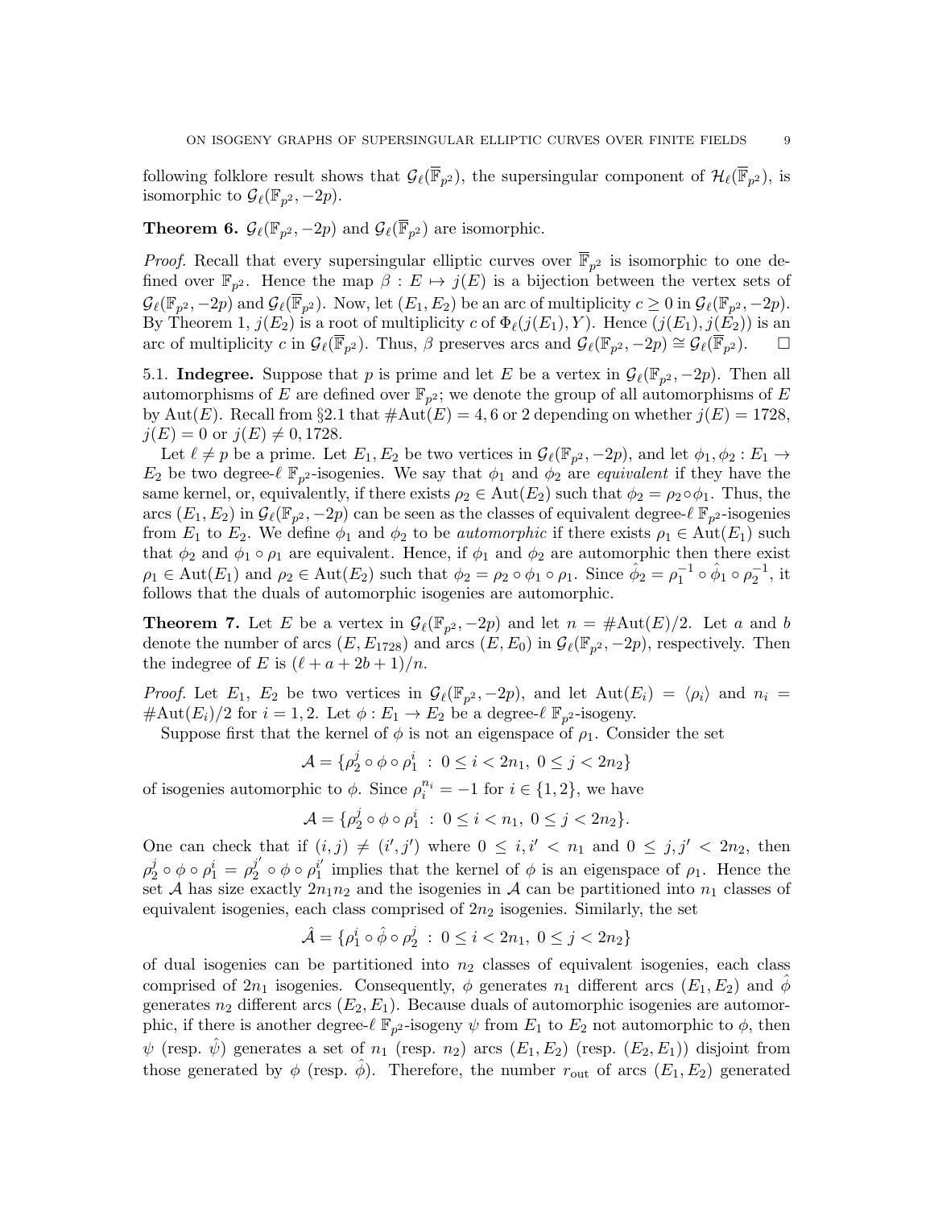following folklore result shows that $\mathcal{G}_\ell(\overline{\mathbb{F}}_{p^2})$, the supersingular component of $\mathcal{H}_\ell(\overline{\mathbb{F}}_{p^2})$, is isomorphic to $\mathcal{G}_\ell(\mathbb{F}_{p^2}, -2p)$.

**Theorem 6.** $\mathcal{G}_\ell(\mathbb{F}_{p^2}, -2p)$ and $\mathcal{G}_\ell(\overline{\mathbb{F}}_{p^2})$ are isomorphic.

*Proof.* Recall that every supersingular elliptic curves over $\overline{\mathbb{F}}_{p^2}$ is isomorphic to one defined over $\mathbb{F}_{p^2}$. Hence the map $\beta : E \mapsto j(E)$ is a bijection between the vertex sets of $\mathcal{G}_\ell(\mathbb{F}_{p^2}, -2p)$ and $\mathcal{G}_\ell(\overline{\mathbb{F}}_{p^2})$. Now, let $(E_1, E_2)$ be an arc of multiplicity $c \geq 0$ in $\mathcal{G}_\ell(\mathbb{F}_{p^2}, -2p)$. By Theorem 1, $j(E_2)$ is a root of multiplicity $c$ of $\Phi_\ell(j(E_1), Y)$. Hence $(j(E_1), j(E_2))$ is an arc of multiplicity $c$ in $\mathcal{G}_\ell(\overline{\mathbb{F}}_{p^2})$. Thus, $\beta$ preserves arcs and $\mathcal{G}_\ell(\mathbb{F}_{p^2}, -2p) \cong \mathcal{G}_\ell(\overline{\mathbb{F}}_{p^2})$. □

5.1. **Indegree.** Suppose that $p$ is prime and let $E$ be a vertex in $\mathcal{G}_\ell(\mathbb{F}_{p^2}, -2p)$. Then all automorphisms of $E$ are defined over $\mathbb{F}_{p^2}$; we denote the group of all automorphisms of $E$ by $\mathrm{Aut}(E)$. Recall from §2.1 that $\#\mathrm{Aut}(E) = 4, 6$ or $2$ depending on whether $j(E) = 1728$, $j(E) = 0$ or $j(E) \neq 0, 1728$.

Let $\ell \neq p$ be a prime. Let $E_1, E_2$ be two vertices in $\mathcal{G}_\ell(\mathbb{F}_{p^2}, -2p)$, and let $\phi_1, \phi_2 : E_1 \to E_2$ be two degree-$\ell$ $\mathbb{F}_{p^2}$-isogenies. We say that $\phi_1$ and $\phi_2$ are *equivalent* if they have the same kernel, or, equivalently, if there exists $\rho_2 \in \mathrm{Aut}(E_2)$ such that $\phi_2 = \rho_2 \circ \phi_1$. Thus, the arcs $(E_1, E_2)$ in $\mathcal{G}_\ell(\mathbb{F}_{p^2}, -2p)$ can be seen as the classes of equivalent degree-$\ell$ $\mathbb{F}_{p^2}$-isogenies from $E_1$ to $E_2$. We define $\phi_1$ and $\phi_2$ to be *automorphic* if there exists $\rho_1 \in \mathrm{Aut}(E_1)$ such that $\phi_2$ and $\phi_1 \circ \rho_1$ are equivalent. Hence, if $\phi_1$ and $\phi_2$ are automorphic then there exist $\rho_1 \in \mathrm{Aut}(E_1)$ and $\rho_2 \in \mathrm{Aut}(E_2)$ such that $\phi_2 = \rho_2 \circ \phi_1 \circ \rho_1$. Since $\hat{\phi}_2 = \rho_1^{-1} \circ \hat{\phi}_1 \circ \rho_2^{-1}$, it follows that the duals of automorphic isogenies are automorphic.

**Theorem 7.** Let $E$ be a vertex in $\mathcal{G}_\ell(\mathbb{F}_{p^2}, -2p)$ and let $n = \#\mathrm{Aut}(E)/2$. Let $a$ and $b$ denote the number of arcs $(E, E_{1728})$ and arcs $(E, E_0)$ in $\mathcal{G}_\ell(\mathbb{F}_{p^2}, -2p)$, respectively. Then the indegree of $E$ is $(\ell + a + 2b + 1)/n$.

*Proof.* Let $E_1$, $E_2$ be two vertices in $\mathcal{G}_\ell(\mathbb{F}_{p^2}, -2p)$, and let $\mathrm{Aut}(E_i) = \langle \rho_i \rangle$ and $n_i = \#\mathrm{Aut}(E_i)/2$ for $i = 1, 2$. Let $\phi : E_1 \to E_2$ be a degree-$\ell$ $\mathbb{F}_{p^2}$-isogeny.

Suppose first that the kernel of $\phi$ is not an eigenspace of $\rho_1$. Consider the set

$$\mathcal{A} = \{\rho_2^j \circ \phi \circ \rho_1^i \ : \ 0 \leq i < 2n_1,\ 0 \leq j < 2n_2\}$$

of isogenies automorphic to $\phi$. Since $\rho_i^{n_i} = -1$ for $i \in \{1, 2\}$, we have

$$\mathcal{A} = \{\rho_2^j \circ \phi \circ \rho_1^i \ : \ 0 \leq i < n_1,\ 0 \leq j < 2n_2\}.$$

One can check that if $(i, j) \neq (i', j')$ where $0 \leq i, i' < n_1$ and $0 \leq j, j' < 2n_2$, then $\rho_2^j \circ \phi \circ \rho_1^i = \rho_2^{j'} \circ \phi \circ \rho_1^{i'}$ implies that the kernel of $\phi$ is an eigenspace of $\rho_1$. Hence the set $\mathcal{A}$ has size exactly $2n_1n_2$ and the isogenies in $\mathcal{A}$ can be partitioned into $n_1$ classes of equivalent isogenies, each class comprised of $2n_2$ isogenies. Similarly, the set

$$\hat{\mathcal{A}} = \{\rho_1^i \circ \hat{\phi} \circ \rho_2^j \ : \ 0 \leq i < 2n_1,\ 0 \leq j < 2n_2\}$$

of dual isogenies can be partitioned into $n_2$ classes of equivalent isogenies, each class comprised of $2n_1$ isogenies. Consequently, $\phi$ generates $n_1$ different arcs $(E_1, E_2)$ and $\hat{\phi}$ generates $n_2$ different arcs $(E_2, E_1)$. Because duals of automorphic isogenies are automorphic, if there is another degree-$\ell$ $\mathbb{F}_{p^2}$-isogeny $\psi$ from $E_1$ to $E_2$ not automorphic to $\phi$, then $\psi$ (resp. $\hat{\psi}$) generates a set of $n_1$ (resp. $n_2$) arcs $(E_1, E_2)$ (resp. $(E_2, E_1)$) disjoint from those generated by $\phi$ (resp. $\hat{\phi}$). Therefore, the number $r_{\text{out}}$ of arcs $(E_1, E_2)$ generated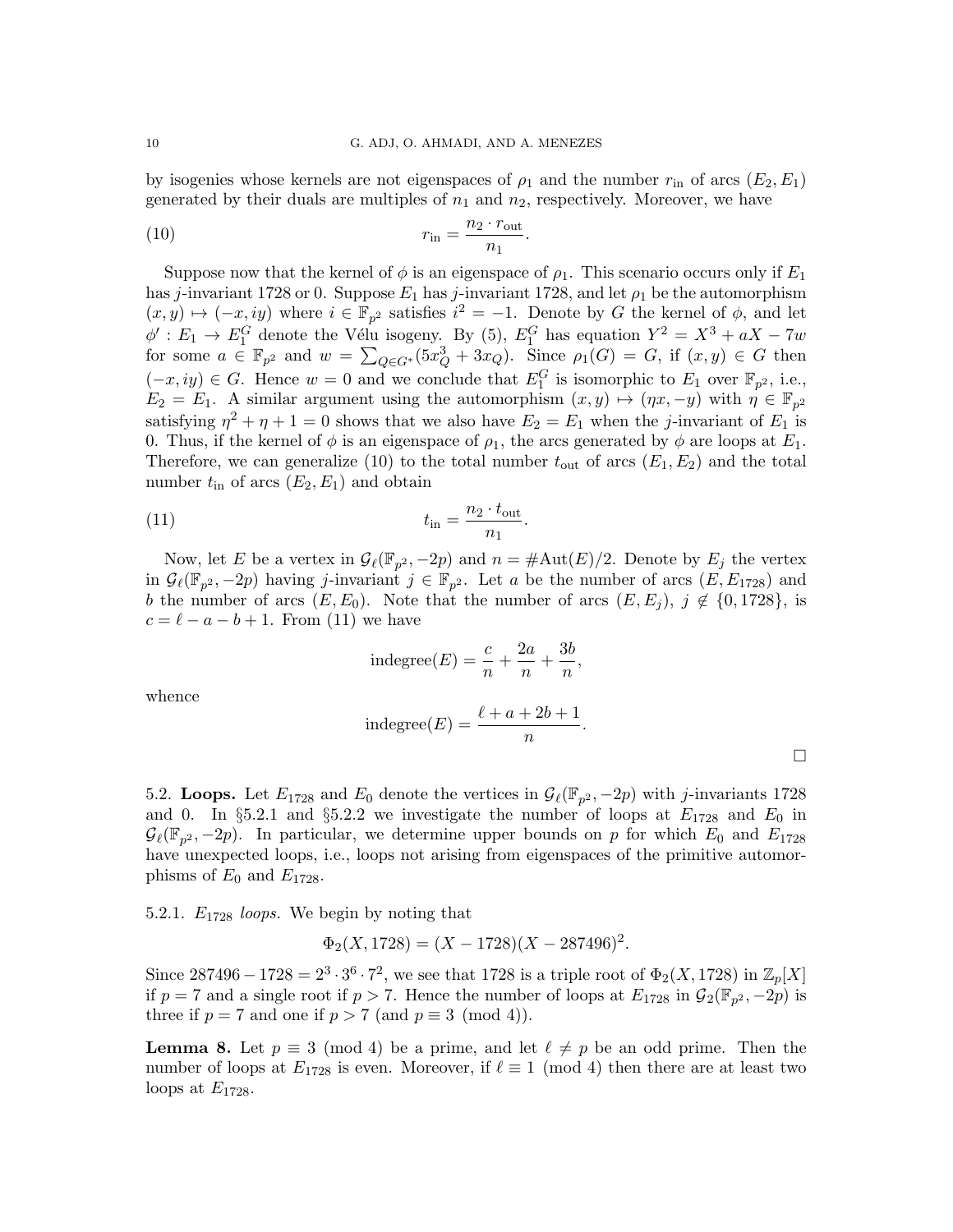by isogenies whose kernels are not eigenspaces of $\rho_1$ and the number $r_{\text{in}}$ of arcs $(E_2, E_1)$ generated by their duals are multiples of $n_1$ and $n_2$, respectively. Moreover, we have

$$r_{\text{in}} = \frac{n_2 \cdot r_{\text{out}}}{n_1}. \tag{10}$$

Suppose now that the kernel of $\phi$ is an eigenspace of $\rho_1$. This scenario occurs only if $E_1$ has $j$-invariant 1728 or 0. Suppose $E_1$ has $j$-invariant 1728, and let $\rho_1$ be the automorphism $(x, y) \mapsto (-x, iy)$ where $i \in \mathbb{F}_{p^2}$ satisfies $i^2 = -1$. Denote by $G$ the kernel of $\phi$, and let $\phi' : E_1 \to E_1^G$ denote the Vélu isogeny. By (5), $E_1^G$ has equation $Y^2 = X^3 + aX - 7w$ for some $a \in \mathbb{F}_{p^2}$ and $w = \sum_{Q \in G^*}(5x_Q^3 + 3x_Q)$. Since $\rho_1(G) = G$, if $(x, y) \in G$ then $(-x, iy) \in G$. Hence $w = 0$ and we conclude that $E_1^G$ is isomorphic to $E_1$ over $\mathbb{F}_{p^2}$, i.e., $E_2 = E_1$. A similar argument using the automorphism $(x, y) \mapsto (\eta x, -y)$ with $\eta \in \mathbb{F}_{p^2}$ satisfying $\eta^2 + \eta + 1 = 0$ shows that we also have $E_2 = E_1$ when the $j$-invariant of $E_1$ is 0. Thus, if the kernel of $\phi$ is an eigenspace of $\rho_1$, the arcs generated by $\phi$ are loops at $E_1$. Therefore, we can generalize (10) to the total number $t_{\text{out}}$ of arcs $(E_1, E_2)$ and the total number $t_{\text{in}}$ of arcs $(E_2, E_1)$ and obtain

$$t_{\text{in}} = \frac{n_2 \cdot t_{\text{out}}}{n_1}. \tag{11}$$

Now, let $E$ be a vertex in $\mathcal{G}_\ell(\mathbb{F}_{p^2}, -2p)$ and $n = \#\text{Aut}(E)/2$. Denote by $E_j$ the vertex in $\mathcal{G}_\ell(\mathbb{F}_{p^2}, -2p)$ having $j$-invariant $j \in \mathbb{F}_{p^2}$. Let $a$ be the number of arcs $(E, E_{1728})$ and $b$ the number of arcs $(E, E_0)$. Note that the number of arcs $(E, E_j)$, $j \notin \{0, 1728\}$, is $c = \ell - a - b + 1$. From (11) we have

$$\text{indegree}(E) = \frac{c}{n} + \frac{2a}{n} + \frac{3b}{n},$$

whence

$$\text{indegree}(E) = \frac{\ell + a + 2b + 1}{n}.$$

□

### 5.2. Loops.

Let $E_{1728}$ and $E_0$ denote the vertices in $\mathcal{G}_\ell(\mathbb{F}_{p^2}, -2p)$ with $j$-invariants 1728 and 0. In §5.2.1 and §5.2.2 we investigate the number of loops at $E_{1728}$ and $E_0$ in $\mathcal{G}_\ell(\mathbb{F}_{p^2}, -2p)$. In particular, we determine upper bounds on $p$ for which $E_0$ and $E_{1728}$ have unexpected loops, i.e., loops not arising from eigenspaces of the primitive automorphisms of $E_0$ and $E_{1728}$.

#### 5.2.1. *$E_{1728}$ loops.*

We begin by noting that

$$\Phi_2(X, 1728) = (X - 1728)(X - 287496)^2.$$

Since $287496 - 1728 = 2^3 \cdot 3^6 \cdot 7^2$, we see that 1728 is a triple root of $\Phi_2(X, 1728)$ in $\mathbb{Z}_p[X]$ if $p = 7$ and a single root if $p > 7$. Hence the number of loops at $E_{1728}$ in $\mathcal{G}_2(\mathbb{F}_{p^2}, -2p)$ is three if $p = 7$ and one if $p > 7$ (and $p \equiv 3 \pmod 4$).

**Lemma 8.** *Let $p \equiv 3 \pmod 4$ be a prime, and let $\ell \neq p$ be an odd prime. Then the number of loops at $E_{1728}$ is even. Moreover, if $\ell \equiv 1 \pmod 4$ then there are at least two loops at $E_{1728}$.*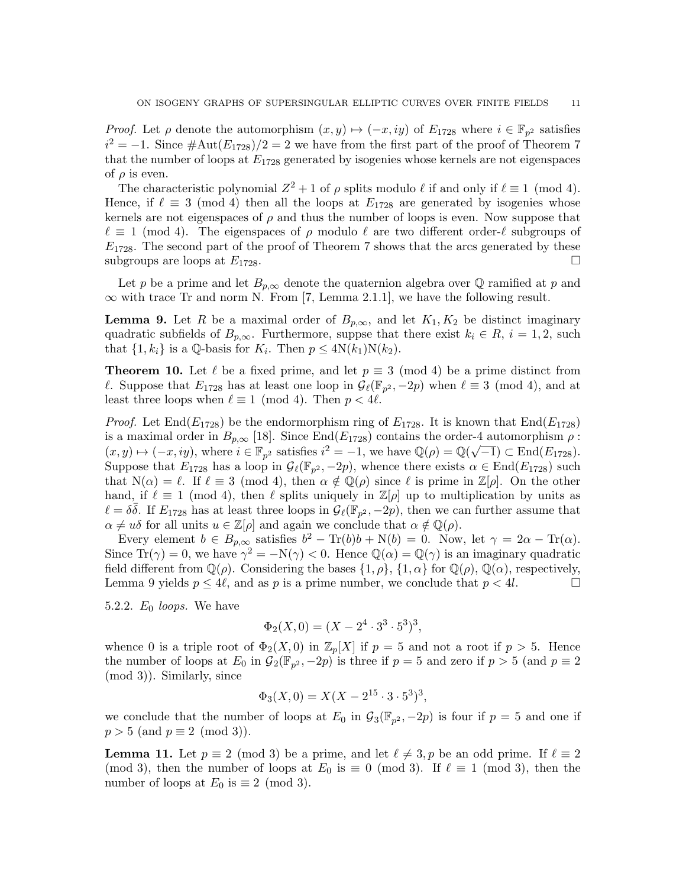*Proof.* Let $\rho$ denote the automorphism $(x, y) \mapsto (-x, iy)$ of $E_{1728}$ where $i \in \mathbb{F}_{p^2}$ satisfies $i^2 = -1$. Since $\#\mathrm{Aut}(E_{1728})/2 = 2$ we have from the first part of the proof of Theorem 7 that the number of loops at $E_{1728}$ generated by isogenies whose kernels are not eigenspaces of $\rho$ is even.

The characteristic polynomial $Z^2 + 1$ of $\rho$ splits modulo $\ell$ if and only if $\ell \equiv 1 \pmod 4$. Hence, if $\ell \equiv 3 \pmod 4$ then all the loops at $E_{1728}$ are generated by isogenies whose kernels are not eigenspaces of $\rho$ and thus the number of loops is even. Now suppose that $\ell \equiv 1 \pmod 4$. The eigenspaces of $\rho$ modulo $\ell$ are two different order-$\ell$ subgroups of $E_{1728}$. The second part of the proof of Theorem 7 shows that the arcs generated by these subgroups are loops at $E_{1728}$. □

Let $p$ be a prime and let $B_{p,\infty}$ denote the quaternion algebra over $\mathbb{Q}$ ramified at $p$ and $\infty$ with trace Tr and norm N. From [7, Lemma 2.1.1], we have the following result.

**Lemma 9.** *Let $R$ be a maximal order of $B_{p,\infty}$, and let $K_1, K_2$ be distinct imaginary quadratic subfields of $B_{p,\infty}$. Furthermore, suppse that there exist $k_i \in R$, $i = 1, 2$, such that $\{1, k_i\}$ is a $\mathbb{Q}$-basis for $K_i$. Then $p \leq 4\mathrm{N}(k_1)\mathrm{N}(k_2)$.*

**Theorem 10.** *Let $\ell$ be a fixed prime, and let $p \equiv 3 \pmod 4$ be a prime distinct from $\ell$. Suppose that $E_{1728}$ has at least one loop in $\mathcal{G}_\ell(\mathbb{F}_{p^2}, -2p)$ when $\ell \equiv 3 \pmod 4$, and at least three loops when $\ell \equiv 1 \pmod 4$. Then $p < 4\ell$.*

*Proof.* Let $\mathrm{End}(E_{1728})$ be the endormorphism ring of $E_{1728}$. It is known that $\mathrm{End}(E_{1728})$ is a maximal order in $B_{p,\infty}$ [18]. Since $\mathrm{End}(E_{1728})$ contains the order-4 automorphism $\rho : (x, y) \mapsto (-x, iy)$, where $i \in \mathbb{F}_{p^2}$ satisfies $i^2 = -1$, we have $\mathbb{Q}(\rho) = \mathbb{Q}(\sqrt{-1}) \subset \mathrm{End}(E_{1728})$. Suppose that $E_{1728}$ has a loop in $\mathcal{G}_\ell(\mathbb{F}_{p^2}, -2p)$, whence there exists $\alpha \in \mathrm{End}(E_{1728})$ such that $\mathrm{N}(\alpha) = \ell$. If $\ell \equiv 3 \pmod 4$, then $\alpha \notin \mathbb{Q}(\rho)$ since $\ell$ is prime in $\mathbb{Z}[\rho]$. On the other hand, if $\ell \equiv 1 \pmod 4$, then $\ell$ splits uniquely in $\mathbb{Z}[\rho]$ up to multiplication by units as $\ell = \delta\bar{\delta}$. If $E_{1728}$ has at least three loops in $\mathcal{G}_\ell(\mathbb{F}_{p^2}, -2p)$, then we can further assume that $\alpha \neq u\delta$ for all units $u \in \mathbb{Z}[\rho]$ and again we conclude that $\alpha \notin \mathbb{Q}(\rho)$.

Every element $b \in B_{p,\infty}$ satisfies $b^2 - \mathrm{Tr}(b)b + \mathrm{N}(b) = 0$. Now, let $\gamma = 2\alpha - \mathrm{Tr}(\alpha)$. Since $\mathrm{Tr}(\gamma) = 0$, we have $\gamma^2 = -\mathrm{N}(\gamma) < 0$. Hence $\mathbb{Q}(\alpha) = \mathbb{Q}(\gamma)$ is an imaginary quadratic field different from $\mathbb{Q}(\rho)$. Considering the bases $\{1, \rho\}$, $\{1, \alpha\}$ for $\mathbb{Q}(\rho)$, $\mathbb{Q}(\alpha)$, respectively, Lemma 9 yields $p \leq 4\ell$, and as $p$ is a prime number, we conclude that $p < 4l$. □

5.2.2. *$E_0$ loops.* We have

$$\Phi_2(X, 0) = (X - 2^4 \cdot 3^3 \cdot 5^3)^3,$$

whence 0 is a triple root of $\Phi_2(X, 0)$ in $\mathbb{Z}_p[X]$ if $p = 5$ and not a root if $p > 5$. Hence the number of loops at $E_0$ in $\mathcal{G}_2(\mathbb{F}_{p^2}, -2p)$ is three if $p = 5$ and zero if $p > 5$ (and $p \equiv 2 \pmod 3$). Similarly, since

$$\Phi_3(X, 0) = X(X - 2^{15} \cdot 3 \cdot 5^3)^3,$$

we conclude that the number of loops at $E_0$ in $\mathcal{G}_3(\mathbb{F}_{p^2}, -2p)$ is four if $p = 5$ and one if $p > 5$ (and $p \equiv 2 \pmod 3$).

**Lemma 11.** *Let $p \equiv 2 \pmod 3$ be a prime, and let $\ell \neq 3, p$ be an odd prime. If $\ell \equiv 2 \pmod 3$, then the number of loops at $E_0$ is $\equiv 0 \pmod 3$. If $\ell \equiv 1 \pmod 3$, then the number of loops at $E_0$ is $\equiv 2 \pmod 3$.*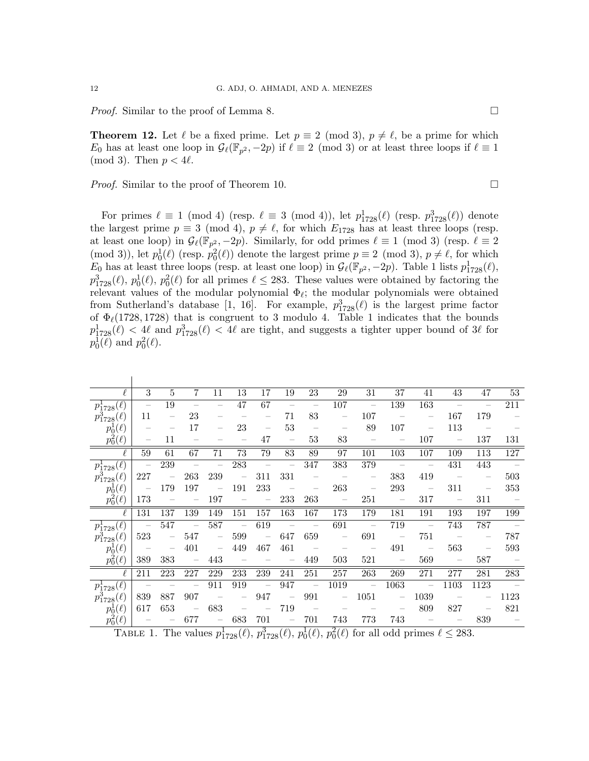*Proof.* Similar to the proof of Lemma 8. ∎

**Theorem 12.** Let $\ell$ be a fixed prime. Let $p \equiv 2 \pmod 3$, $p \neq \ell$, be a prime for which $E_0$ has at least one loop in $\mathcal{G}_\ell(\mathbb{F}_{p^2}, -2p)$ if $\ell \equiv 2 \pmod 3$ or at least three loops if $\ell \equiv 1 \pmod 3$. Then $p < 4\ell$.

*Proof.* Similar to the proof of Theorem 10. ∎

For primes $\ell \equiv 1 \pmod 4$ (resp. $\ell \equiv 3 \pmod 4$), let $p^1_{1728}(\ell)$ (resp. $p^3_{1728}(\ell)$) denote the largest prime $p \equiv 3 \pmod 4$, $p \neq \ell$, for which $E_{1728}$ has at least three loops (resp. at least one loop) in $\mathcal{G}_\ell(\mathbb{F}_{p^2}, -2p)$. Similarly, for odd primes $\ell \equiv 1 \pmod 3$ (resp. $\ell \equiv 2 \pmod 3$), let $p^1_0(\ell)$ (resp. $p^2_0(\ell)$) denote the largest prime $p \equiv 2 \pmod 3$, $p \neq \ell$, for which $E_0$ has at least three loops (resp. at least one loop) in $\mathcal{G}_\ell(\mathbb{F}_{p^2}, -2p)$. Table 1 lists $p^1_{1728}(\ell)$, $p^3_{1728}(\ell)$, $p^1_0(\ell)$, $p^2_0(\ell)$ for all primes $\ell \leq 283$. These values were obtained by factoring the relevant values of the modular polynomial $\Phi_\ell$; the modular polynomials were obtained from Sutherland's database [1, 16]. For example, $p^3_{1728}(\ell)$ is the largest prime factor of $\Phi_\ell(1728, 1728)$ that is congruent to 3 modulo 4. Table 1 indicates that the bounds $p^1_{1728}(\ell) < 4\ell$ and $p^3_{1728}(\ell) < 4\ell$ are tight, and suggests a tighter upper bound of $3\ell$ for $p^1_0(\ell)$ and $p^2_0(\ell)$.

| $\ell$ | 3 | 5 | 7 | 11 | 13 | 17 | 19 | 23 | 29 | 31 | 37 | 41 | 43 | 47 | 53 |
|---|---|---|---|---|---|---|---|---|---|---|---|---|---|---|---|
| $p^1_{1728}(\ell)$ | – | 19 | – | – | 47 | 67 | – | – | 107 | – | 139 | 163 | – | – | 211 |
| $p^3_{1728}(\ell)$ | 11 | – | 23 | – | – | – | 71 | 83 | – | 107 | – | – | 167 | 179 | – |
| $p^1_0(\ell)$ | – | – | 17 | – | 23 | – | 53 | – | – | 89 | 107 | – | 113 | – | – |
| $p^2_0(\ell)$ | – | 11 | – | – | – | – | 47 | – | 53 | 83 | – | – | 107 | – | 137 | 131 |
| $\ell$ | 59 | 61 | 67 | 71 | 73 | 79 | 83 | 89 | 97 | 101 | 103 | 107 | 109 | 113 | 127 |
| $p^1_{1728}(\ell)$ | – | 239 | – | – | 283 | – | – | 347 | 383 | 379 | – | – | 431 | 443 | – |
| $p^3_{1728}(\ell)$ | 227 | – | 263 | 239 | – | 311 | 331 | – | – | – | 383 | 419 | – | – | 503 |
| $p^1_0(\ell)$ | – | 179 | 197 | – | 191 | 233 | – | – | 263 | – | 293 | – | 311 | – | 353 |
| $p^2_0(\ell)$ | 173 | – | – | 197 | – | – | 233 | 263 | – | 251 | – | 317 | – | 311 | – |
| $\ell$ | 131 | 137 | 139 | 149 | 151 | 157 | 163 | 167 | 173 | 179 | 181 | 191 | 193 | 197 | 199 |
| $p^1_{1728}(\ell)$ | – | 547 | – | 587 | – | 619 | – | – | 691 | – | 719 | – | 743 | 787 | – |
| $p^3_{1728}(\ell)$ | 523 | – | 547 | – | 599 | – | 647 | 659 | – | 691 | – | 751 | – | – | 787 |
| $p^1_0(\ell)$ | – | – | 401 | – | 449 | 467 | 461 | – | – | – | 491 | – | 563 | – | 593 |
| $p^2_0(\ell)$ | 389 | 383 | – | 443 | – | – | – | 449 | 503 | 521 | – | 569 | – | 587 | – |
| $\ell$ | 211 | 223 | 227 | 229 | 233 | 239 | 241 | 251 | 257 | 263 | 269 | 271 | 277 | 281 | 283 |
| $p^1_{1728}(\ell)$ | – | – | – | 911 | 919 | – | 947 | – | 1019 | – | 1063 | – | 1103 | 1123 | – |
| $p^3_{1728}(\ell)$ | 839 | 887 | 907 | – | – | 947 | – | 991 | – | 1051 | – | 1039 | – | – | 1123 |
| $p^1_0(\ell)$ | 617 | 653 | – | 683 | – | – | 719 | – | – | – | – | 809 | 827 | – | 821 |
| $p^2_0(\ell)$ | – | – | 677 | – | 683 | 701 | – | 701 | 743 | 773 | 743 | – | – | 839 | – |

Table 1. The values $p^1_{1728}(\ell)$, $p^3_{1728}(\ell)$, $p^1_0(\ell)$, $p^2_0(\ell)$ for all odd primes $\ell \leq 283$.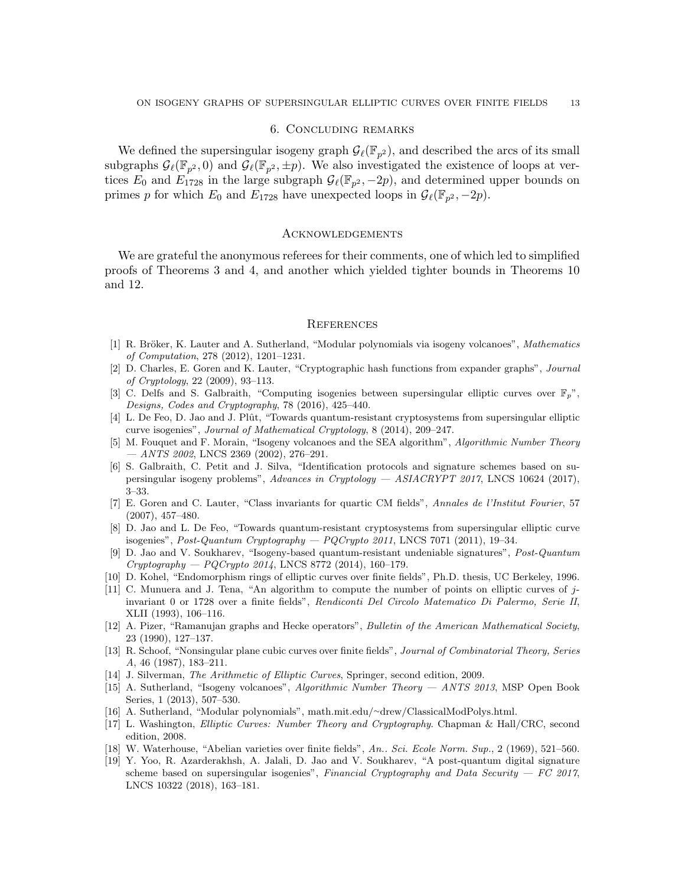## 6. Concluding remarks

We defined the supersingular isogeny graph $\mathcal{G}_\ell(\mathbb{F}_{p^2})$, and described the arcs of its small subgraphs $\mathcal{G}_\ell(\mathbb{F}_{p^2}, 0)$ and $\mathcal{G}_\ell(\mathbb{F}_{p^2}, \pm p)$. We also investigated the existence of loops at vertices $E_0$ and $E_{1728}$ in the large subgraph $\mathcal{G}_\ell(\mathbb{F}_{p^2}, -2p)$, and determined upper bounds on primes $p$ for which $E_0$ and $E_{1728}$ have unexpected loops in $\mathcal{G}_\ell(\mathbb{F}_{p^2}, -2p)$.

## Acknowledgements

We are grateful the anonymous referees for their comments, one of which led to simplified proofs of Theorems 3 and 4, and another which yielded tighter bounds in Theorems 10 and 12.

## References

[1] R. Bröker, K. Lauter and A. Sutherland, "Modular polynomials via isogeny volcanoes", *Mathematics of Computation*, 278 (2012), 1201–1231.

[2] D. Charles, E. Goren and K. Lauter, "Cryptographic hash functions from expander graphs", *Journal of Cryptology*, 22 (2009), 93–113.

[3] C. Delfs and S. Galbraith, "Computing isogenies between supersingular elliptic curves over $\mathbb{F}_p$", *Designs, Codes and Cryptography*, 78 (2016), 425–440.

[4] L. De Feo, D. Jao and J. Plût, "Towards quantum-resistant cryptosystems from supersingular elliptic curve isogenies", *Journal of Mathematical Cryptology*, 8 (2014), 209–247.

[5] M. Fouquet and F. Morain, "Isogeny volcanoes and the SEA algorithm", *Algorithmic Number Theory — ANTS 2002*, LNCS 2369 (2002), 276–291.

[6] S. Galbraith, C. Petit and J. Silva, "Identification protocols and signature schemes based on supersingular isogeny problems", *Advances in Cryptology — ASIACRYPT 2017*, LNCS 10624 (2017), 3–33.

[7] E. Goren and C. Lauter, "Class invariants for quartic CM fields", *Annales de l'Institut Fourier*, 57 (2007), 457–480.

[8] D. Jao and L. De Feo, "Towards quantum-resistant cryptosystems from supersingular elliptic curve isogenies", *Post-Quantum Cryptography — PQCrypto 2011*, LNCS 7071 (2011), 19–34.

[9] D. Jao and V. Soukharev, "Isogeny-based quantum-resistant undeniable signatures", *Post-Quantum Cryptography — PQCrypto 2014*, LNCS 8772 (2014), 160–179.

[10] D. Kohel, "Endomorphism rings of elliptic curves over finite fields", Ph.D. thesis, UC Berkeley, 1996.

[11] C. Munuera and J. Tena, "An algorithm to compute the number of points on elliptic curves of $j$-invariant 0 or 1728 over a finite fields", *Rendiconti Del Circolo Matematico Di Palermo, Serie II*, XLII (1993), 106–116.

[12] A. Pizer, "Ramanujan graphs and Hecke operators", *Bulletin of the American Mathematical Society*, 23 (1990), 127–137.

[13] R. Schoof, "Nonsingular plane cubic curves over finite fields", *Journal of Combinatorial Theory, Series A*, 46 (1987), 183–211.

[14] J. Silverman, *The Arithmetic of Elliptic Curves*, Springer, second edition, 2009.

[15] A. Sutherland, "Isogeny volcanoes", *Algorithmic Number Theory — ANTS 2013*, MSP Open Book Series, 1 (2013), 507–530.

[16] A. Sutherland, "Modular polynomials", math.mit.edu/~drew/ClassicalModPolys.html.

[17] L. Washington, *Elliptic Curves: Number Theory and Cryptography*. Chapman & Hall/CRC, second edition, 2008.

[18] W. Waterhouse, "Abelian varieties over finite fields", *An.. Sci. Ecole Norm. Sup.*, 2 (1969), 521–560.

[19] Y. Yoo, R. Azarderakhsh, A. Jalali, D. Jao and V. Soukharev, "A post-quantum digital signature scheme based on supersingular isogenies", *Financial Cryptography and Data Security — FC 2017*, LNCS 10322 (2018), 163–181.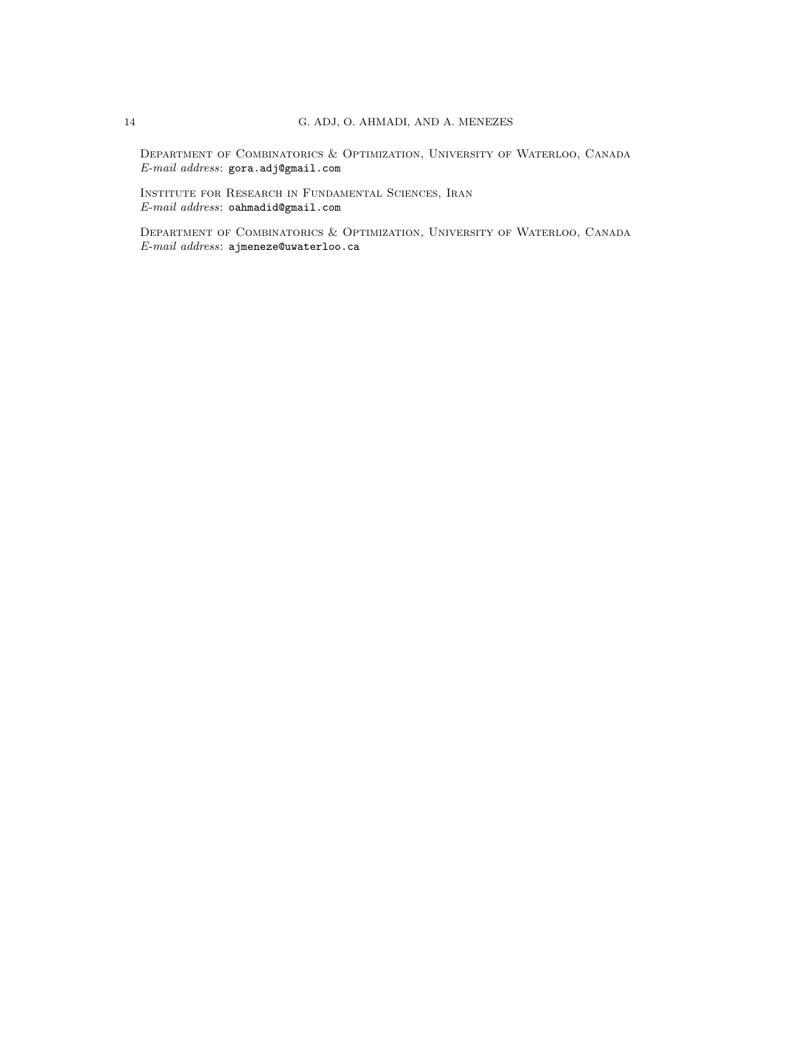Department of Combinatorics & Optimization, University of Waterloo, Canada
*E-mail address*: gora.adj@gmail.com

Institute for Research in Fundamental Sciences, Iran
*E-mail address*: oahmadid@gmail.com

Department of Combinatorics & Optimization, University of Waterloo, Canada
*E-mail address*: ajmeneze@uwaterloo.ca